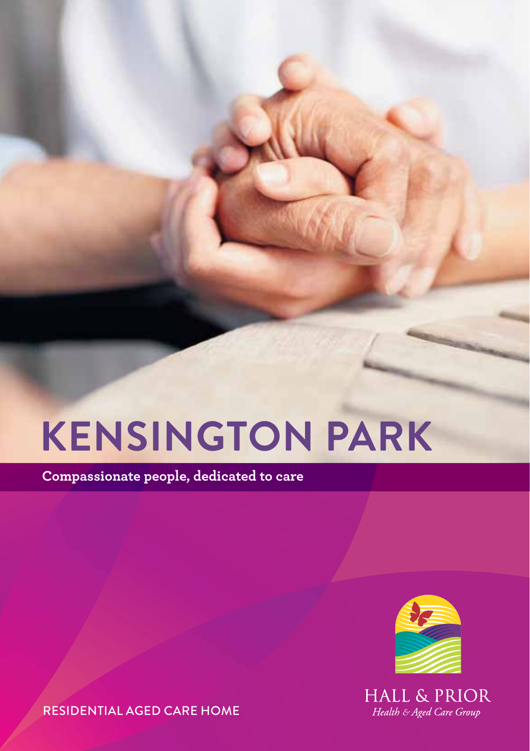# KENSINGTON PARK

**Compassionate people, dedicated to care**

HALL & PRIOR
*Health & Aged Care Group*

RESIDENTIAL AGED CARE HOME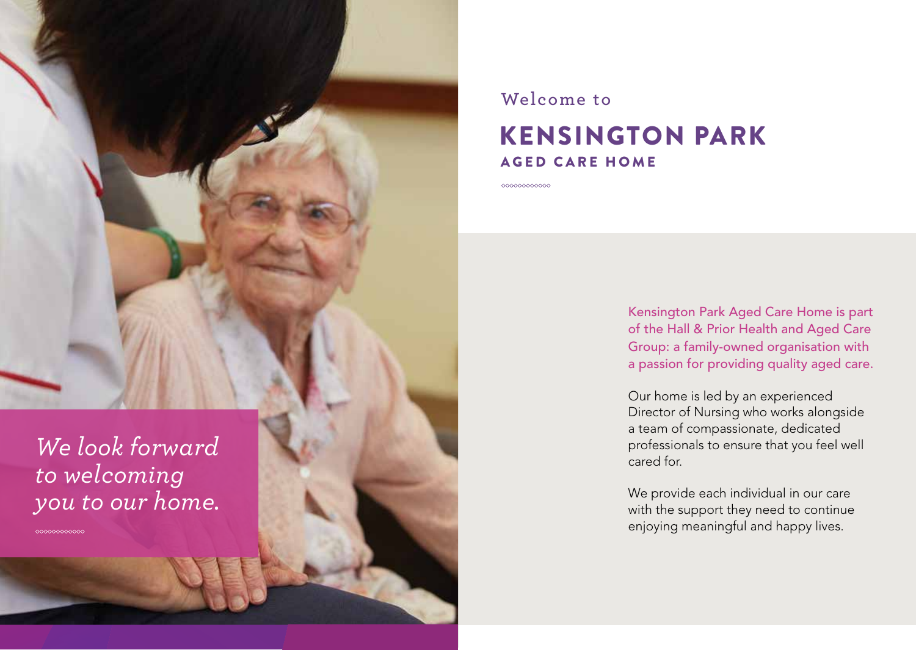*We look forward to welcoming you to our home.*

Welcome to

# KENSINGTON PARK

## AGED CARE HOME

Kensington Park Aged Care Home is part of the Hall & Prior Health and Aged Care Group: a family-owned organisation with a passion for providing quality aged care.

Our home is led by an experienced Director of Nursing who works alongside a team of compassionate, dedicated professionals to ensure that you feel well cared for.

We provide each individual in our care with the support they need to continue enjoying meaningful and happy lives.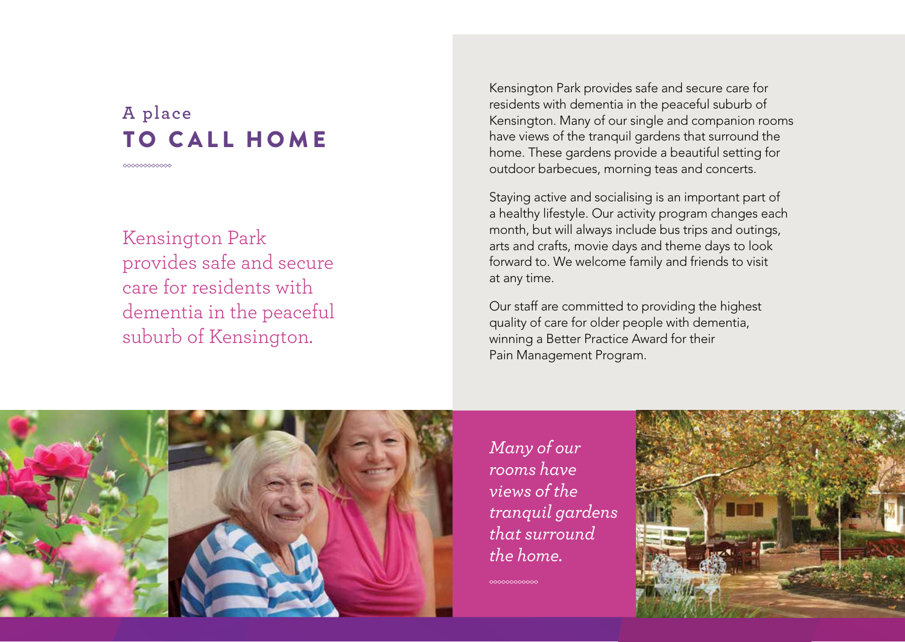## A place
# TO CALL HOME

Kensington Park provides safe and secure care for residents with dementia in the peaceful suburb of Kensington.

Kensington Park provides safe and secure care for residents with dementia in the peaceful suburb of Kensington. Many of our single and companion rooms have views of the tranquil gardens that surround the home. These gardens provide a beautiful setting for outdoor barbecues, morning teas and concerts.

Staying active and socialising is an important part of a healthy lifestyle. Our activity program changes each month, but will always include bus trips and outings, arts and crafts, movie days and theme days to look forward to. We welcome family and friends to visit at any time.

Our staff are committed to providing the highest quality of care for older people with dementia, winning a Better Practice Award for their Pain Management Program.

*Many of our rooms have views of the tranquil gardens that surround the home.*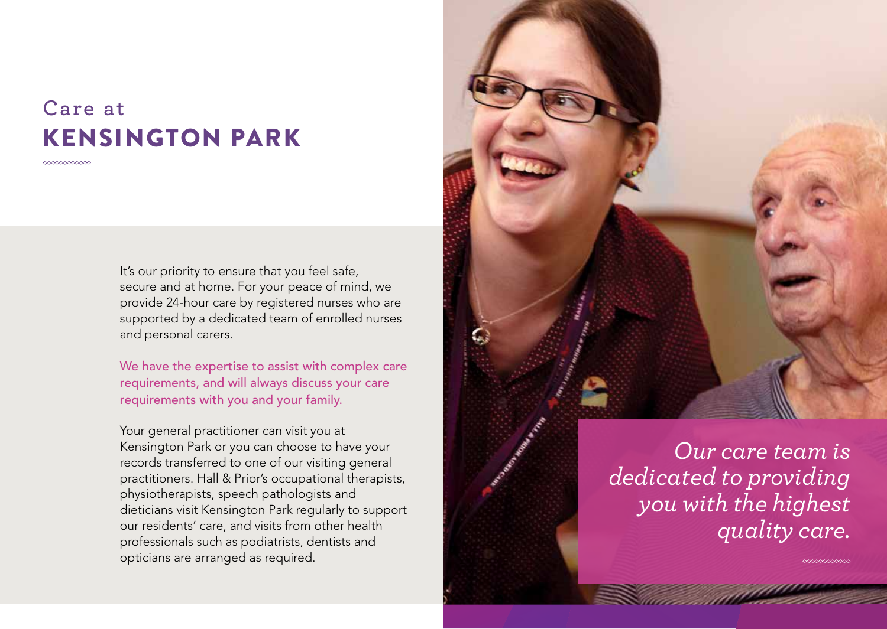Care at
# KENSINGTON PARK

It's our priority to ensure that you feel safe, secure and at home. For your peace of mind, we provide 24-hour care by registered nurses who are supported by a dedicated team of enrolled nurses and personal carers.

We have the expertise to assist with complex care requirements, and will always discuss your care requirements with you and your family.

Your general practitioner can visit you at Kensington Park or you can choose to have your records transferred to one of our visiting general practitioners. Hall & Prior's occupational therapists, physiotherapists, speech pathologists and dieticians visit Kensington Park regularly to support our residents' care, and visits from other health professionals such as podiatrists, dentists and opticians are arranged as required.

*Our care team is dedicated to providing you with the highest quality care.*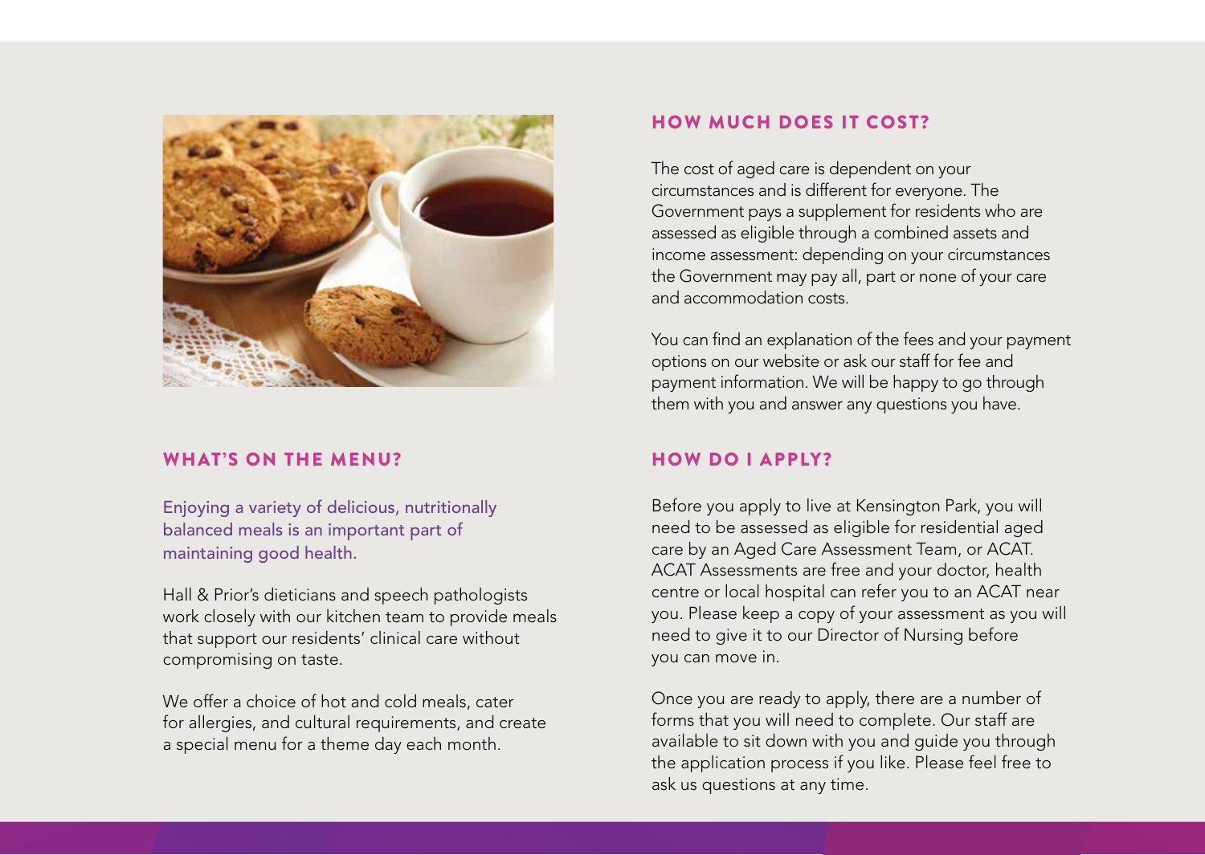## WHAT'S ON THE MENU?

Enjoying a variety of delicious, nutritionally balanced meals is an important part of maintaining good health.

Hall & Prior's dieticians and speech pathologists work closely with our kitchen team to provide meals that support our residents' clinical care without compromising on taste.

We offer a choice of hot and cold meals, cater for allergies, and cultural requirements, and create a special menu for a theme day each month.

## HOW MUCH DOES IT COST?

The cost of aged care is dependent on your circumstances and is different for everyone. The Government pays a supplement for residents who are assessed as eligible through a combined assets and income assessment: depending on your circumstances the Government may pay all, part or none of your care and accommodation costs.

You can find an explanation of the fees and your payment options on our website or ask our staff for fee and payment information. We will be happy to go through them with you and answer any questions you have.

## HOW DO I APPLY?

Before you apply to live at Kensington Park, you will need to be assessed as eligible for residential aged care by an Aged Care Assessment Team, or ACAT. ACAT Assessments are free and your doctor, health centre or local hospital can refer you to an ACAT near you. Please keep a copy of your assessment as you will need to give it to our Director of Nursing before you can move in.

Once you are ready to apply, there are a number of forms that you will need to complete. Our staff are available to sit down with you and guide you through the application process if you like. Please feel free to ask us questions at any time.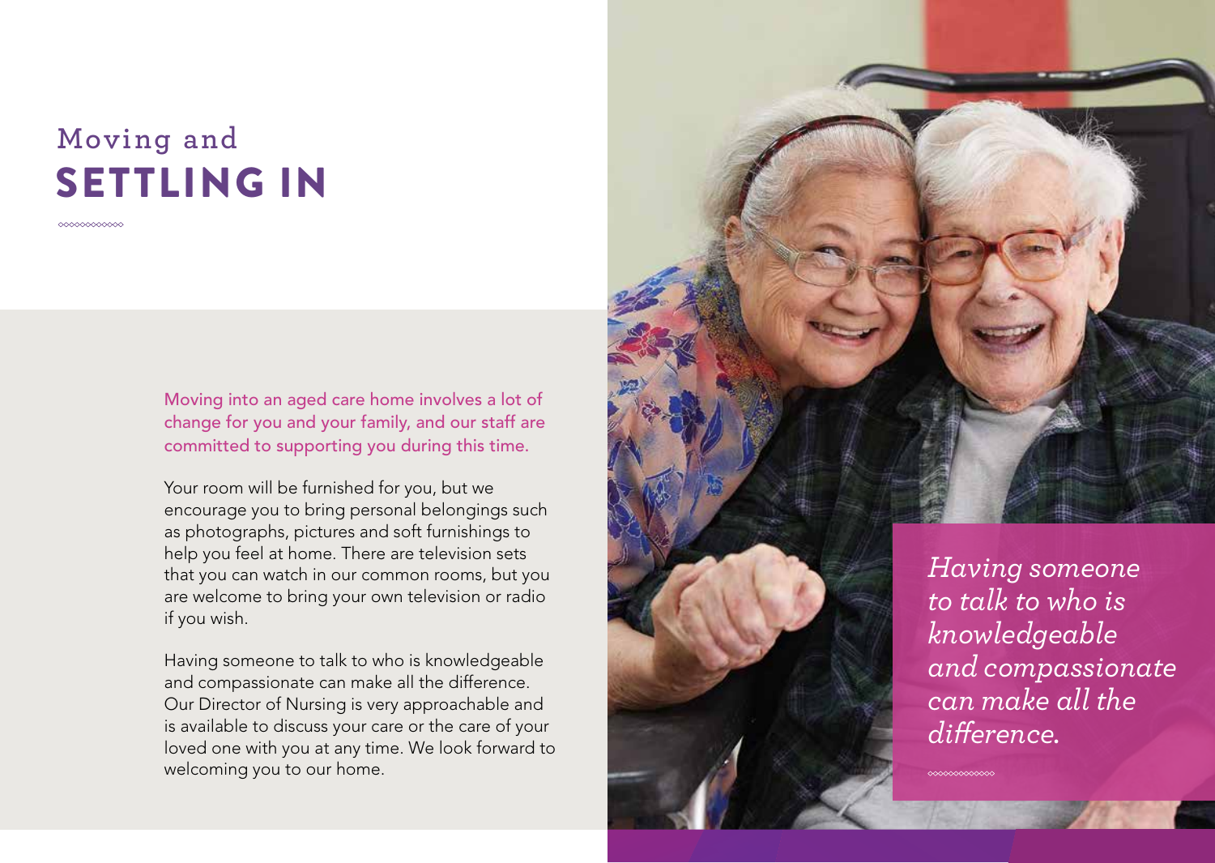# Moving and SETTLING IN

Moving into an aged care home involves a lot of change for you and your family, and our staff are committed to supporting you during this time.

Your room will be furnished for you, but we encourage you to bring personal belongings such as photographs, pictures and soft furnishings to help you feel at home. There are television sets that you can watch in our common rooms, but you are welcome to bring your own television or radio if you wish.

Having someone to talk to who is knowledgeable and compassionate can make all the difference. Our Director of Nursing is very approachable and is available to discuss your care or the care of your loved one with you at any time. We look forward to welcoming you to our home.

*Having someone to talk to who is knowledgeable and compassionate can make all the difference.*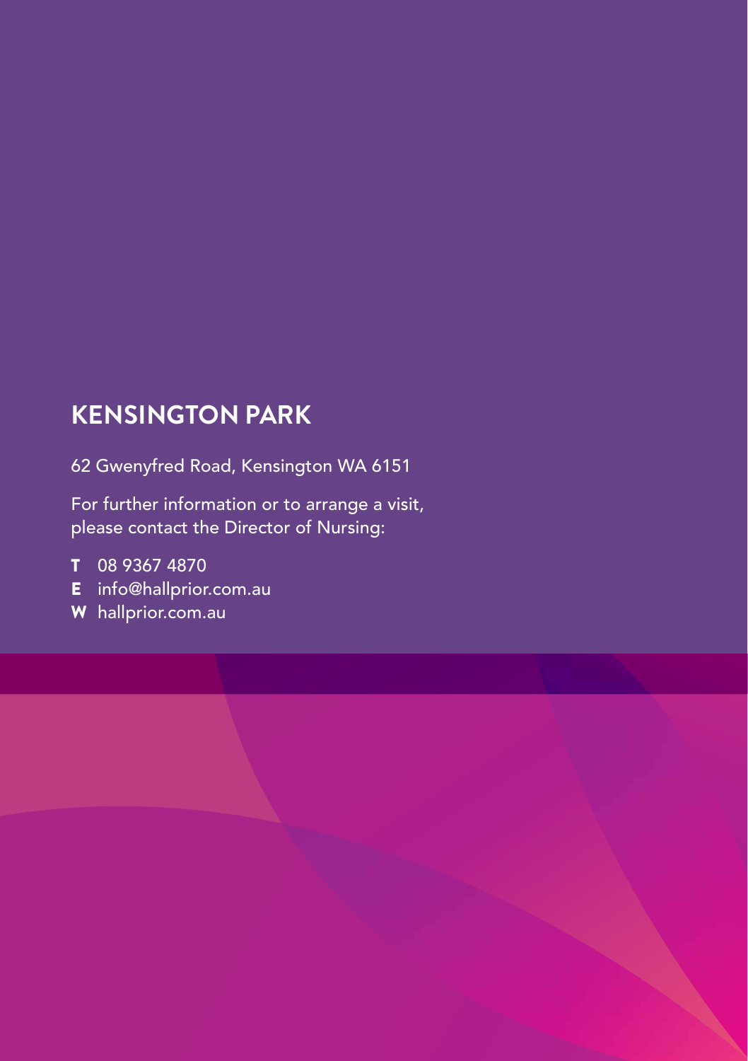## KENSINGTON PARK

62 Gwenyfred Road, Kensington WA 6151

For further information or to arrange a visit, please contact the Director of Nursing:

**T** 08 9367 4870
**E** info@hallprior.com.au
**W** hallprior.com.au